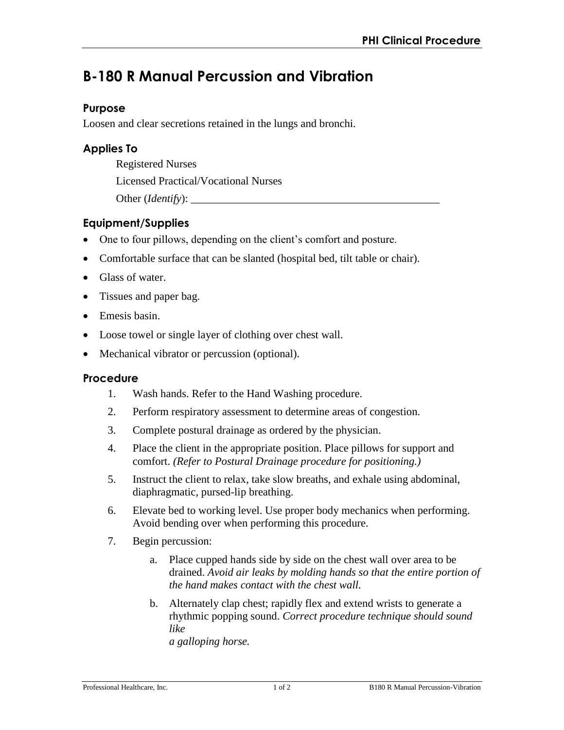# B-180 R Manual Percussion and Vibration

## Purpose

Loosen and clear secretions retained in the lungs and bronchi.

## Applies To

Registered Nurses

Licensed Practical/Vocational Nurses

Other (*Identify*): _______________________________________________

## Equipment/Supplies

- One to four pillows, depending on the client's comfort and posture.
- Comfortable surface that can be slanted (hospital bed, tilt table or chair).
- Glass of water.
- Tissues and paper bag.
- Emesis basin.
- Loose towel or single layer of clothing over chest wall.
- Mechanical vibrator or percussion (optional).

## Procedure

1. Wash hands. Refer to the Hand Washing procedure.
2. Perform respiratory assessment to determine areas of congestion.
3. Complete postural drainage as ordered by the physician.
4. Place the client in the appropriate position. Place pillows for support and comfort. *(Refer to Postural Drainage procedure for positioning.)*
5. Instruct the client to relax, take slow breaths, and exhale using abdominal, diaphragmatic, pursed-lip breathing.
6. Elevate bed to working level. Use proper body mechanics when performing. Avoid bending over when performing this procedure.
7. Begin percussion:
   a. Place cupped hands side by side on the chest wall over area to be drained. *Avoid air leaks by molding hands so that the entire portion of the hand makes contact with the chest wall.*
   b. Alternately clap chest; rapidly flex and extend wrists to generate a rhythmic popping sound. *Correct procedure technique should sound like a galloping horse.*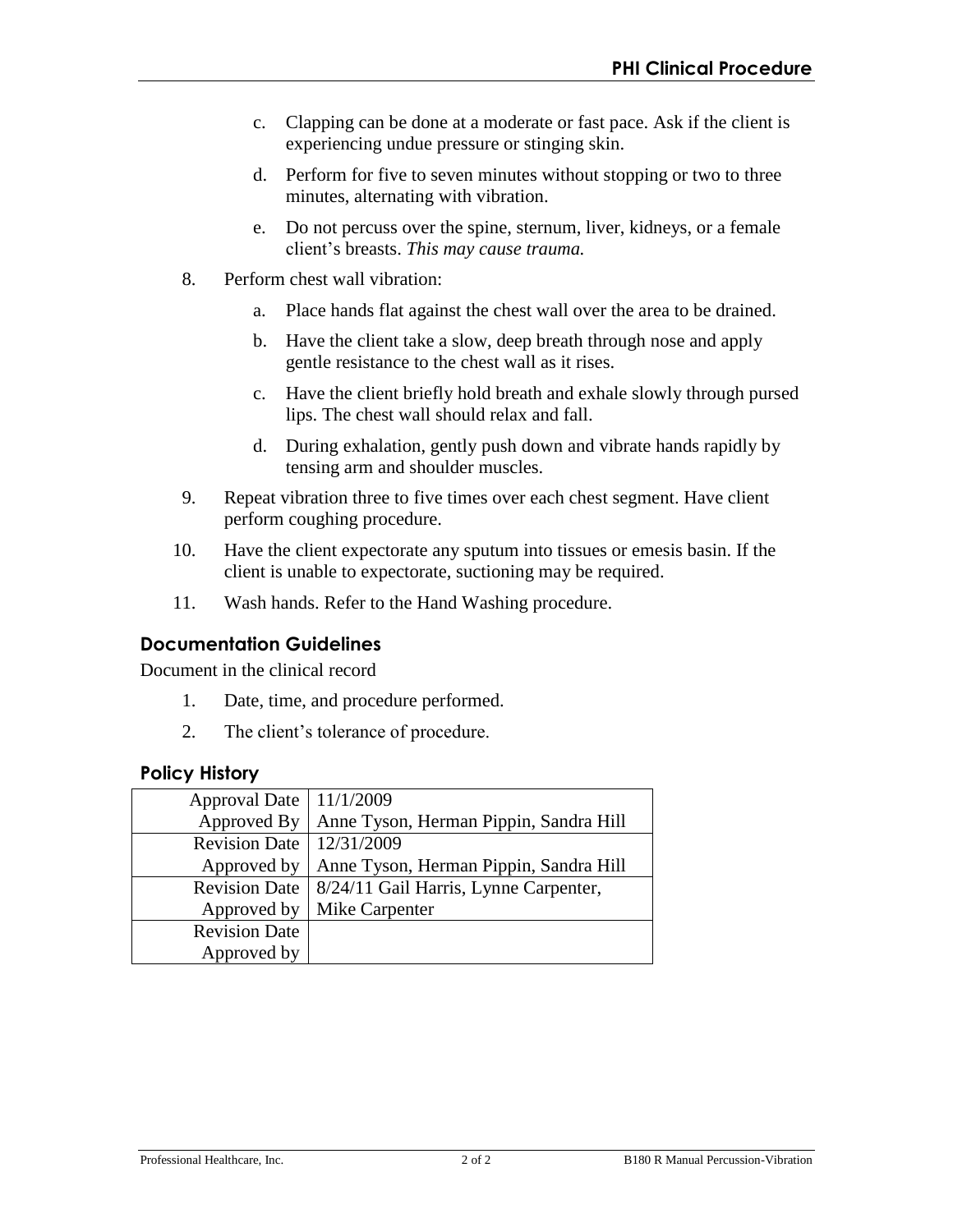c. Clapping can be done at a moderate or fast pace. Ask if the client is experiencing undue pressure or stinging skin.

d. Perform for five to seven minutes without stopping or two to three minutes, alternating with vibration.

e. Do not percuss over the spine, sternum, liver, kidneys, or a female client's breasts. *This may cause trauma.*

8. Perform chest wall vibration:

   a. Place hands flat against the chest wall over the area to be drained.

   b. Have the client take a slow, deep breath through nose and apply gentle resistance to the chest wall as it rises.

   c. Have the client briefly hold breath and exhale slowly through pursed lips. The chest wall should relax and fall.

   d. During exhalation, gently push down and vibrate hands rapidly by tensing arm and shoulder muscles.

9. Repeat vibration three to five times over each chest segment. Have client perform coughing procedure.

10. Have the client expectorate any sputum into tissues or emesis basin. If the client is unable to expectorate, suctioning may be required.

11. Wash hands. Refer to the Hand Washing procedure.

## Documentation Guidelines

Document in the clinical record

1. Date, time, and procedure performed.
2. The client's tolerance of procedure.

## Policy History

| | |
|---|---|
| Approval Date<br>Approved By | 11/1/2009<br>Anne Tyson, Herman Pippin, Sandra Hill |
| Revision Date<br>Approved by | 12/31/2009<br>Anne Tyson, Herman Pippin, Sandra Hill |
| Revision Date<br>Approved by | 8/24/11 Gail Harris, Lynne Carpenter,<br>Mike Carpenter |
| Revision Date<br>Approved by | |